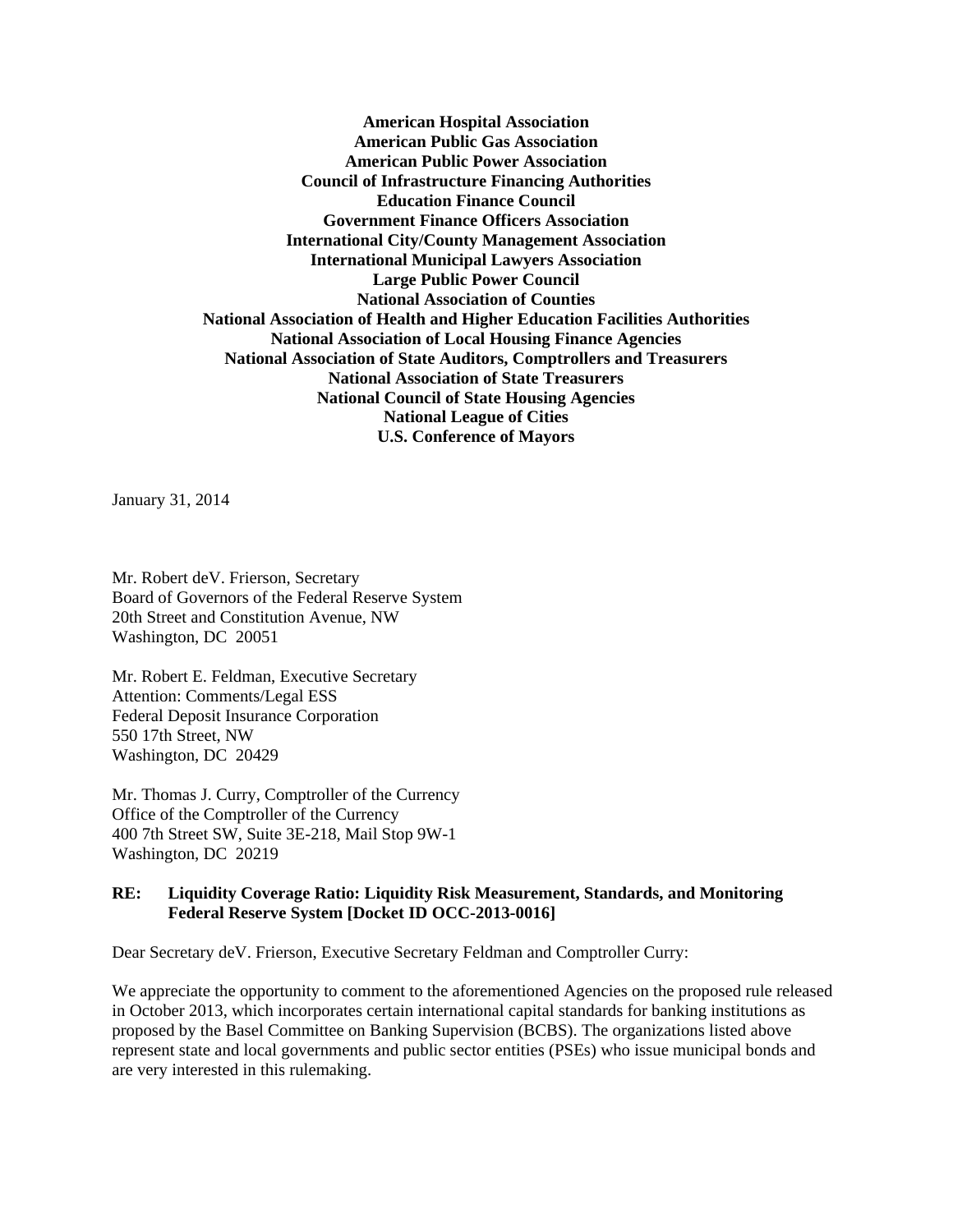**American Hospital Association**
**American Public Gas Association**
**American Public Power Association**
**Council of Infrastructure Financing Authorities**
**Education Finance Council**
**Government Finance Officers Association**
**International City/County Management Association**
**International Municipal Lawyers Association**
**Large Public Power Council**
**National Association of Counties**
**National Association of Health and Higher Education Facilities Authorities**
**National Association of Local Housing Finance Agencies**
**National Association of State Auditors, Comptrollers and Treasurers**
**National Association of State Treasurers**
**National Council of State Housing Agencies**
**National League of Cities**
**U.S. Conference of Mayors**

January 31, 2014

Mr. Robert deV. Frierson, Secretary
Board of Governors of the Federal Reserve System
20th Street and Constitution Avenue, NW
Washington, DC 20051

Mr. Robert E. Feldman, Executive Secretary
Attention: Comments/Legal ESS
Federal Deposit Insurance Corporation
550 17th Street, NW
Washington, DC 20429

Mr. Thomas J. Curry, Comptroller of the Currency
Office of the Comptroller of the Currency
400 7th Street SW, Suite 3E-218, Mail Stop 9W-1
Washington, DC 20219

**RE: Liquidity Coverage Ratio: Liquidity Risk Measurement, Standards, and Monitoring Federal Reserve System [Docket ID OCC-2013-0016]**

Dear Secretary deV. Frierson, Executive Secretary Feldman and Comptroller Curry:

We appreciate the opportunity to comment to the aforementioned Agencies on the proposed rule released in October 2013, which incorporates certain international capital standards for banking institutions as proposed by the Basel Committee on Banking Supervision (BCBS). The organizations listed above represent state and local governments and public sector entities (PSEs) who issue municipal bonds and are very interested in this rulemaking.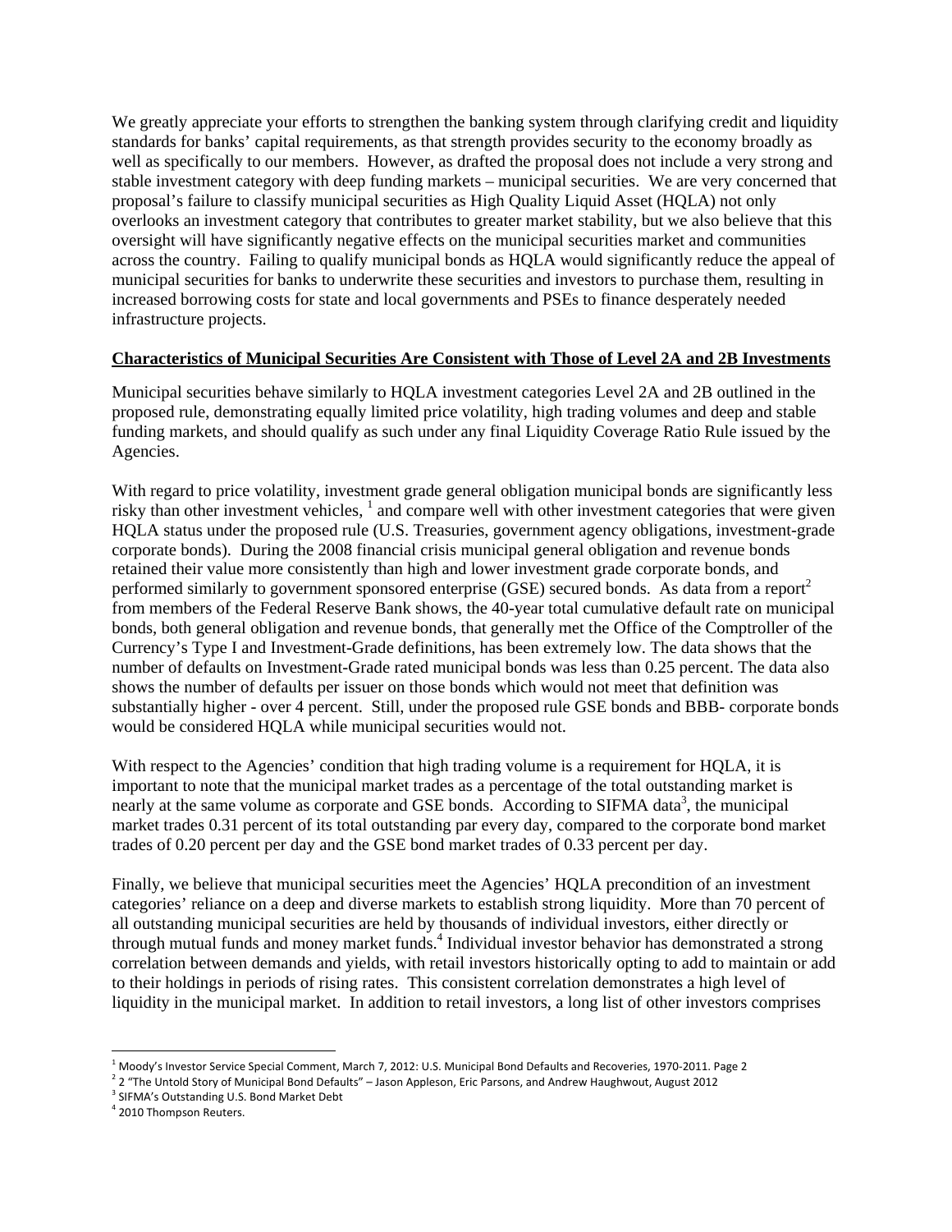We greatly appreciate your efforts to strengthen the banking system through clarifying credit and liquidity standards for banks' capital requirements, as that strength provides security to the economy broadly as well as specifically to our members. However, as drafted the proposal does not include a very strong and stable investment category with deep funding markets – municipal securities. We are very concerned that proposal's failure to classify municipal securities as High Quality Liquid Asset (HQLA) not only overlooks an investment category that contributes to greater market stability, but we also believe that this oversight will have significantly negative effects on the municipal securities market and communities across the country. Failing to qualify municipal bonds as HQLA would significantly reduce the appeal of municipal securities for banks to underwrite these securities and investors to purchase them, resulting in increased borrowing costs for state and local governments and PSEs to finance desperately needed infrastructure projects.

**Characteristics of Municipal Securities Are Consistent with Those of Level 2A and 2B Investments**

Municipal securities behave similarly to HQLA investment categories Level 2A and 2B outlined in the proposed rule, demonstrating equally limited price volatility, high trading volumes and deep and stable funding markets, and should qualify as such under any final Liquidity Coverage Ratio Rule issued by the Agencies.

With regard to price volatility, investment grade general obligation municipal bonds are significantly less risky than other investment vehicles, [1] and compare well with other investment categories that were given HQLA status under the proposed rule (U.S. Treasuries, government agency obligations, investment-grade corporate bonds). During the 2008 financial crisis municipal general obligation and revenue bonds retained their value more consistently than high and lower investment grade corporate bonds, and performed similarly to government sponsored enterprise (GSE) secured bonds. As data from a report[2] from members of the Federal Reserve Bank shows, the 40-year total cumulative default rate on municipal bonds, both general obligation and revenue bonds, that generally met the Office of the Comptroller of the Currency's Type I and Investment-Grade definitions, has been extremely low. The data shows that the number of defaults on Investment-Grade rated municipal bonds was less than 0.25 percent. The data also shows the number of defaults per issuer on those bonds which would not meet that definition was substantially higher - over 4 percent. Still, under the proposed rule GSE bonds and BBB- corporate bonds would be considered HQLA while municipal securities would not.

With respect to the Agencies' condition that high trading volume is a requirement for HQLA, it is important to note that the municipal market trades as a percentage of the total outstanding market is nearly at the same volume as corporate and GSE bonds. According to SIFMA data[3], the municipal market trades 0.31 percent of its total outstanding par every day, compared to the corporate bond market trades of 0.20 percent per day and the GSE bond market trades of 0.33 percent per day.

Finally, we believe that municipal securities meet the Agencies' HQLA precondition of an investment categories' reliance on a deep and diverse markets to establish strong liquidity. More than 70 percent of all outstanding municipal securities are held by thousands of individual investors, either directly or through mutual funds and money market funds.[4] Individual investor behavior has demonstrated a strong correlation between demands and yields, with retail investors historically opting to add to maintain or add to their holdings in periods of rising rates. This consistent correlation demonstrates a high level of liquidity in the municipal market. In addition to retail investors, a long list of other investors comprises

---

[1] Moody's Investor Service Special Comment, March 7, 2012: U.S. Municipal Bond Defaults and Recoveries, 1970-2011. Page 2

[2] 2 "The Untold Story of Municipal Bond Defaults" – Jason Appleson, Eric Parsons, and Andrew Haughwout, August 2012

[3] SIFMA's Outstanding U.S. Bond Market Debt

[4] 2010 Thompson Reuters.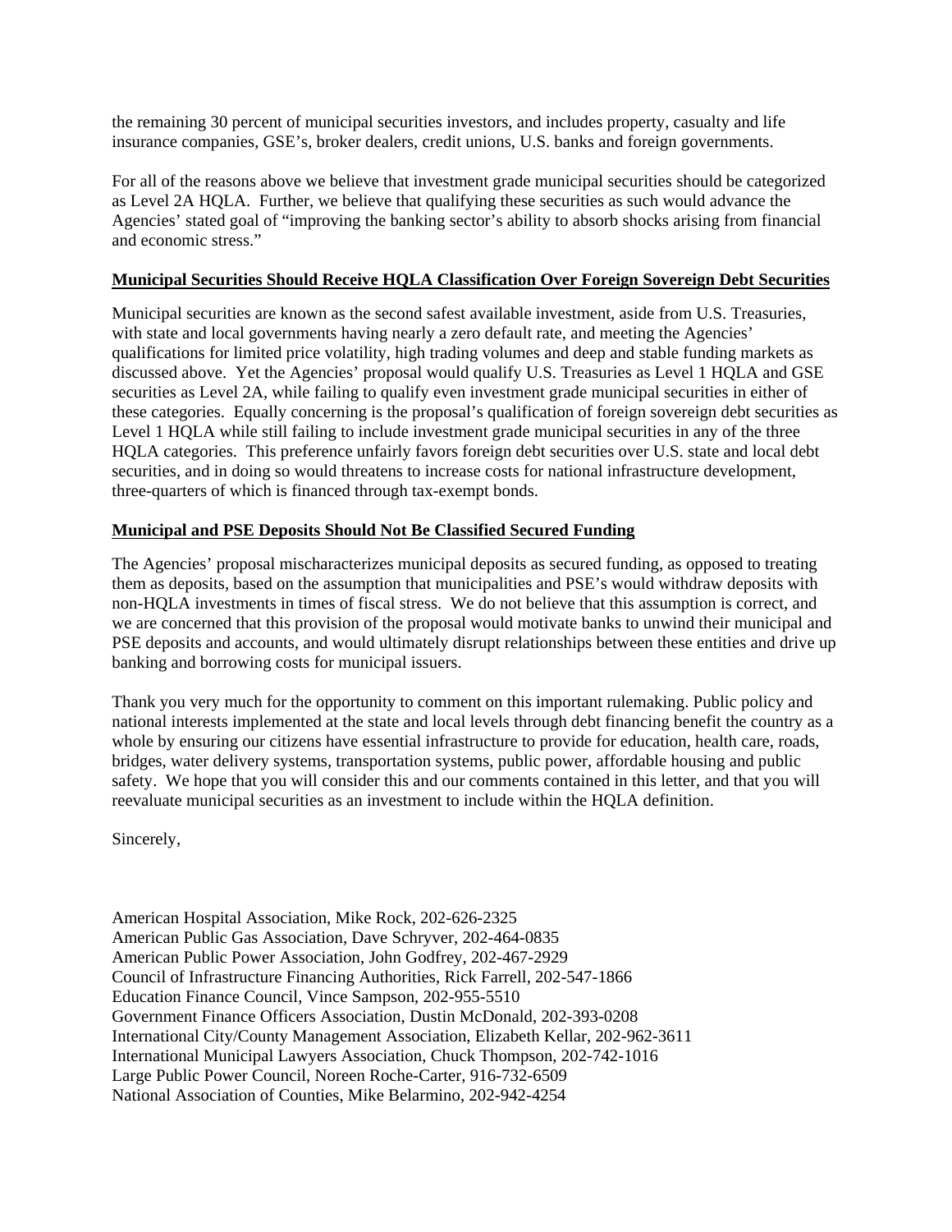the remaining 30 percent of municipal securities investors, and includes property, casualty and life insurance companies, GSE's, broker dealers, credit unions, U.S. banks and foreign governments.

For all of the reasons above we believe that investment grade municipal securities should be categorized as Level 2A HQLA. Further, we believe that qualifying these securities as such would advance the Agencies' stated goal of "improving the banking sector's ability to absorb shocks arising from financial and economic stress."

**Municipal Securities Should Receive HQLA Classification Over Foreign Sovereign Debt Securities**

Municipal securities are known as the second safest available investment, aside from U.S. Treasuries, with state and local governments having nearly a zero default rate, and meeting the Agencies' qualifications for limited price volatility, high trading volumes and deep and stable funding markets as discussed above. Yet the Agencies' proposal would qualify U.S. Treasuries as Level 1 HQLA and GSE securities as Level 2A, while failing to qualify even investment grade municipal securities in either of these categories. Equally concerning is the proposal's qualification of foreign sovereign debt securities as Level 1 HQLA while still failing to include investment grade municipal securities in any of the three HQLA categories. This preference unfairly favors foreign debt securities over U.S. state and local debt securities, and in doing so would threatens to increase costs for national infrastructure development, three-quarters of which is financed through tax-exempt bonds.

**Municipal and PSE Deposits Should Not Be Classified Secured Funding**

The Agencies' proposal mischaracterizes municipal deposits as secured funding, as opposed to treating them as deposits, based on the assumption that municipalities and PSE's would withdraw deposits with non-HQLA investments in times of fiscal stress. We do not believe that this assumption is correct, and we are concerned that this provision of the proposal would motivate banks to unwind their municipal and PSE deposits and accounts, and would ultimately disrupt relationships between these entities and drive up banking and borrowing costs for municipal issuers.

Thank you very much for the opportunity to comment on this important rulemaking. Public policy and national interests implemented at the state and local levels through debt financing benefit the country as a whole by ensuring our citizens have essential infrastructure to provide for education, health care, roads, bridges, water delivery systems, transportation systems, public power, affordable housing and public safety. We hope that you will consider this and our comments contained in this letter, and that you will reevaluate municipal securities as an investment to include within the HQLA definition.

Sincerely,

American Hospital Association, Mike Rock, 202-626-2325
American Public Gas Association, Dave Schryver, 202-464-0835
American Public Power Association, John Godfrey, 202-467-2929
Council of Infrastructure Financing Authorities, Rick Farrell, 202-547-1866
Education Finance Council, Vince Sampson, 202-955-5510
Government Finance Officers Association, Dustin McDonald, 202-393-0208
International City/County Management Association, Elizabeth Kellar, 202-962-3611
International Municipal Lawyers Association, Chuck Thompson, 202-742-1016
Large Public Power Council, Noreen Roche-Carter, 916-732-6509
National Association of Counties, Mike Belarmino, 202-942-4254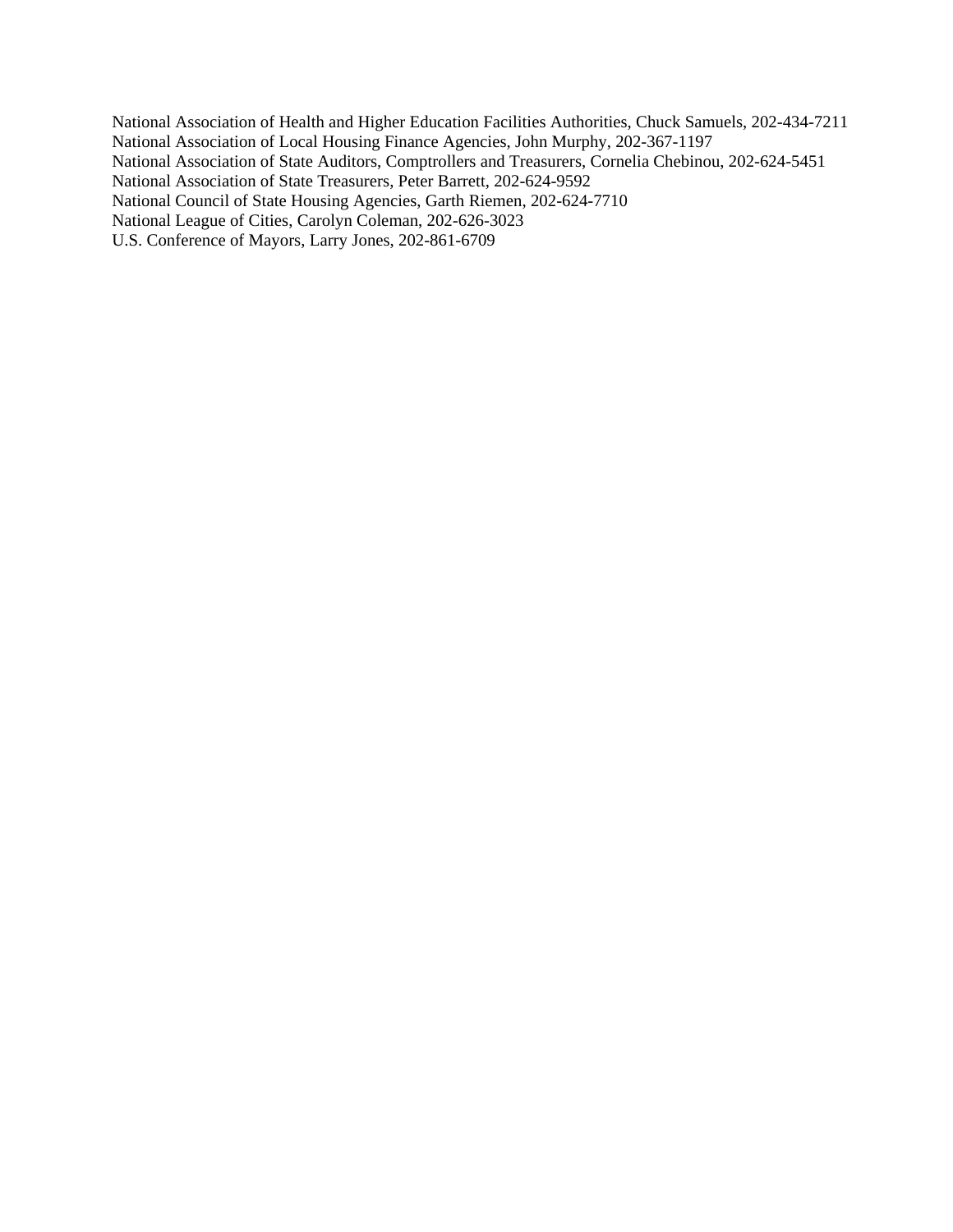National Association of Health and Higher Education Facilities Authorities, Chuck Samuels, 202-434-7211
National Association of Local Housing Finance Agencies, John Murphy, 202-367-1197
National Association of State Auditors, Comptrollers and Treasurers, Cornelia Chebinou, 202-624-5451
National Association of State Treasurers, Peter Barrett, 202-624-9592
National Council of State Housing Agencies, Garth Riemen, 202-624-7710
National League of Cities, Carolyn Coleman, 202-626-3023
U.S. Conference of Mayors, Larry Jones, 202-861-6709